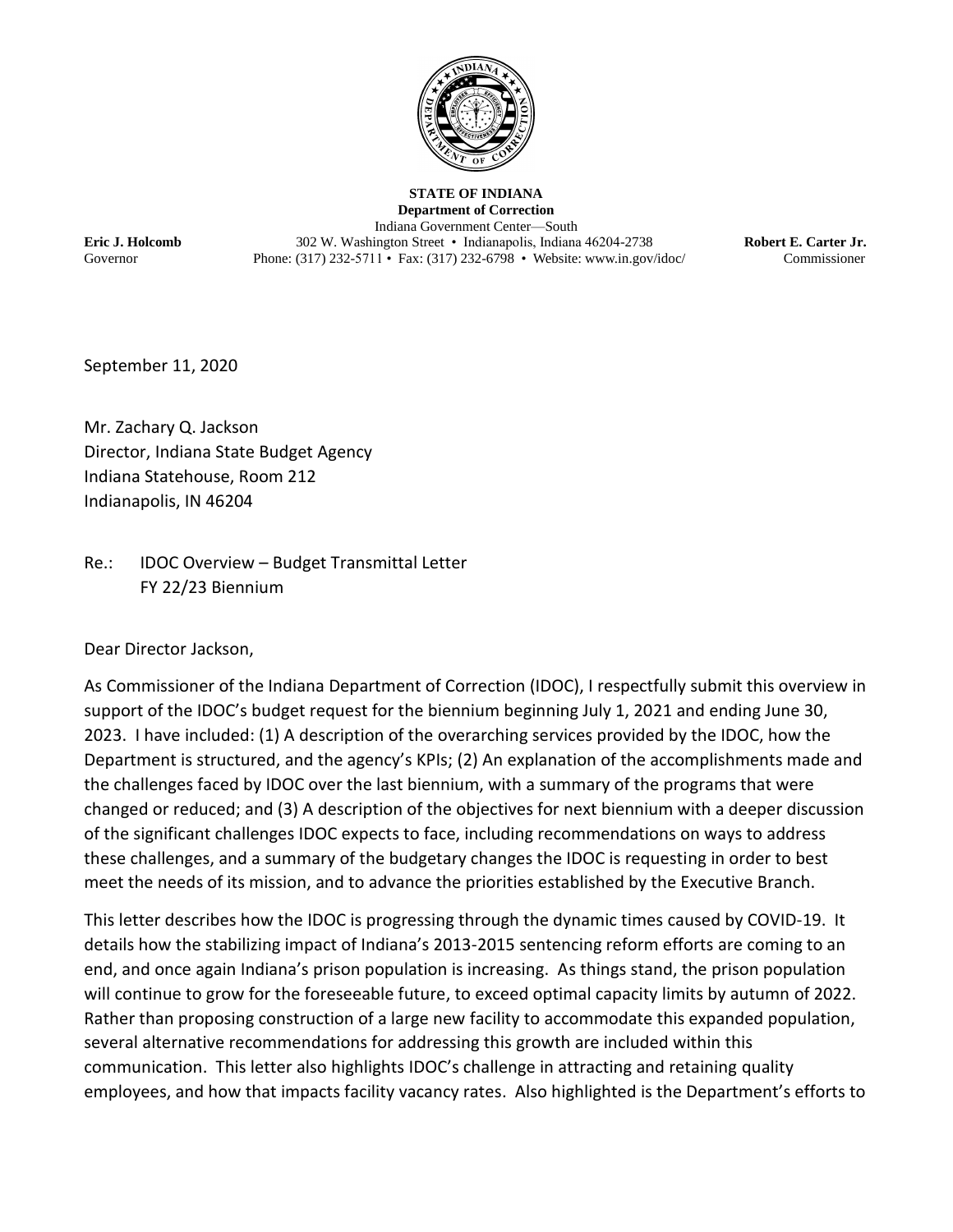**STATE OF INDIANA**
**Department of Correction**
Indiana Government Center—South

**Eric J. Holcomb**
Governor

302 W. Washington Street • Indianapolis, Indiana 46204-2738
Phone: (317) 232-5711 • Fax: (317) 232-6798 • Website: www.in.gov/idoc/

**Robert E. Carter Jr.**
Commissioner

September 11, 2020

Mr. Zachary Q. Jackson
Director, Indiana State Budget Agency
Indiana Statehouse, Room 212
Indianapolis, IN 46204

Re.: IDOC Overview – Budget Transmittal Letter
FY 22/23 Biennium

Dear Director Jackson,

As Commissioner of the Indiana Department of Correction (IDOC), I respectfully submit this overview in support of the IDOC's budget request for the biennium beginning July 1, 2021 and ending June 30, 2023. I have included: (1) A description of the overarching services provided by the IDOC, how the Department is structured, and the agency's KPIs; (2) An explanation of the accomplishments made and the challenges faced by IDOC over the last biennium, with a summary of the programs that were changed or reduced; and (3) A description of the objectives for next biennium with a deeper discussion of the significant challenges IDOC expects to face, including recommendations on ways to address these challenges, and a summary of the budgetary changes the IDOC is requesting in order to best meet the needs of its mission, and to advance the priorities established by the Executive Branch.

This letter describes how the IDOC is progressing through the dynamic times caused by COVID-19. It details how the stabilizing impact of Indiana's 2013-2015 sentencing reform efforts are coming to an end, and once again Indiana's prison population is increasing. As things stand, the prison population will continue to grow for the foreseeable future, to exceed optimal capacity limits by autumn of 2022. Rather than proposing construction of a large new facility to accommodate this expanded population, several alternative recommendations for addressing this growth are included within this communication. This letter also highlights IDOC's challenge in attracting and retaining quality employees, and how that impacts facility vacancy rates. Also highlighted is the Department's efforts to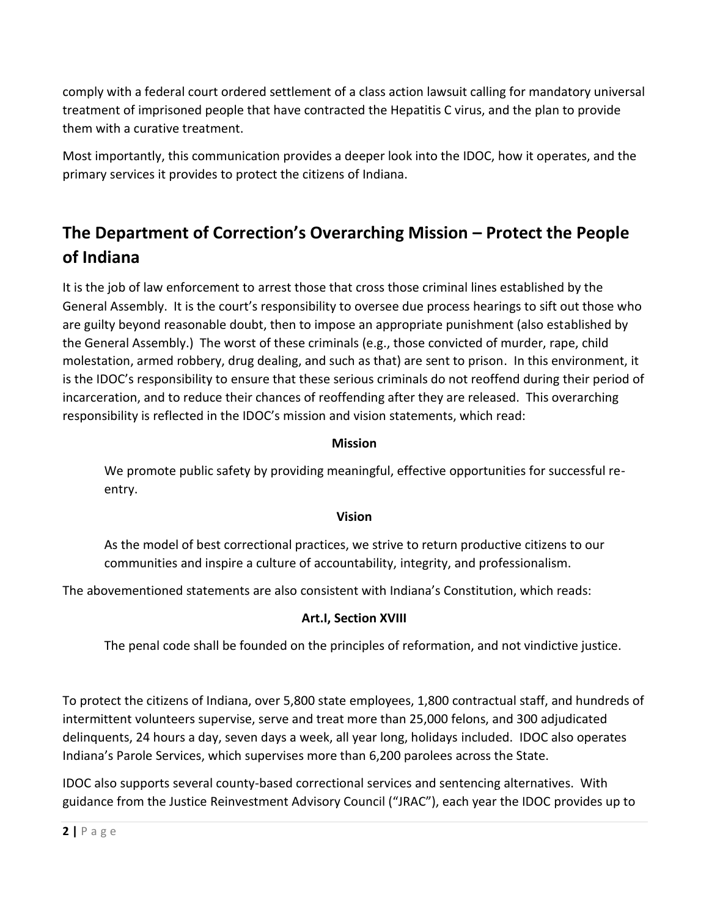comply with a federal court ordered settlement of a class action lawsuit calling for mandatory universal treatment of imprisoned people that have contracted the Hepatitis C virus, and the plan to provide them with a curative treatment.

Most importantly, this communication provides a deeper look into the IDOC, how it operates, and the primary services it provides to protect the citizens of Indiana.

## The Department of Correction's Overarching Mission – Protect the People of Indiana

It is the job of law enforcement to arrest those that cross those criminal lines established by the General Assembly. It is the court's responsibility to oversee due process hearings to sift out those who are guilty beyond reasonable doubt, then to impose an appropriate punishment (also established by the General Assembly.) The worst of these criminals (e.g., those convicted of murder, rape, child molestation, armed robbery, drug dealing, and such as that) are sent to prison. In this environment, it is the IDOC's responsibility to ensure that these serious criminals do not reoffend during their period of incarceration, and to reduce their chances of reoffending after they are released. This overarching responsibility is reflected in the IDOC's mission and vision statements, which read:

**Mission**

> We promote public safety by providing meaningful, effective opportunities for successful re-entry.

**Vision**

> As the model of best correctional practices, we strive to return productive citizens to our communities and inspire a culture of accountability, integrity, and professionalism.

The abovementioned statements are also consistent with Indiana's Constitution, which reads:

**Art.I, Section XVIII**

> The penal code shall be founded on the principles of reformation, and not vindictive justice.

To protect the citizens of Indiana, over 5,800 state employees, 1,800 contractual staff, and hundreds of intermittent volunteers supervise, serve and treat more than 25,000 felons, and 300 adjudicated delinquents, 24 hours a day, seven days a week, all year long, holidays included. IDOC also operates Indiana's Parole Services, which supervises more than 6,200 parolees across the State.

IDOC also supports several county-based correctional services and sentencing alternatives. With guidance from the Justice Reinvestment Advisory Council ("JRAC"), each year the IDOC provides up to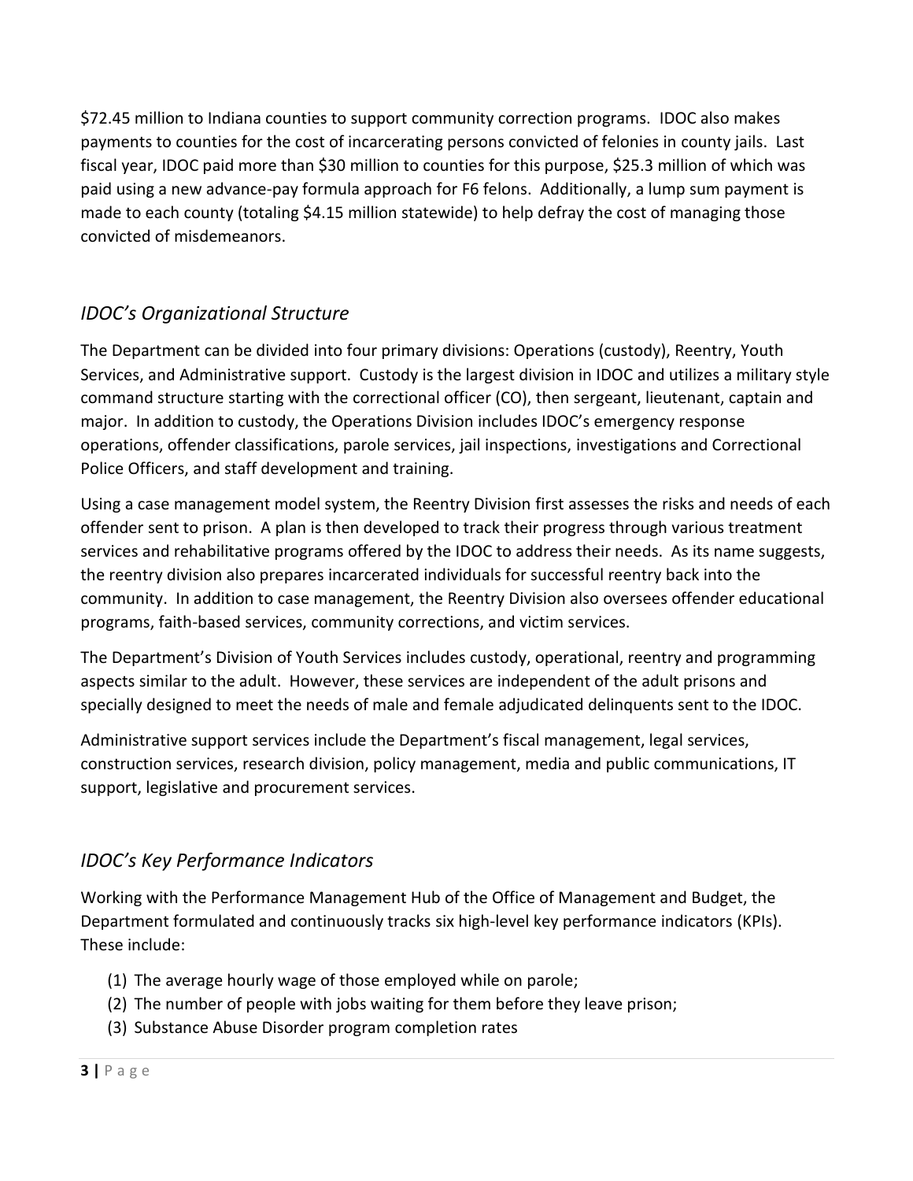$72.45 million to Indiana counties to support community correction programs. IDOC also makes payments to counties for the cost of incarcerating persons convicted of felonies in county jails. Last fiscal year, IDOC paid more than $30 million to counties for this purpose, $25.3 million of which was paid using a new advance-pay formula approach for F6 felons. Additionally, a lump sum payment is made to each county (totaling $4.15 million statewide) to help defray the cost of managing those convicted of misdemeanors.

## *IDOC's Organizational Structure*

The Department can be divided into four primary divisions: Operations (custody), Reentry, Youth Services, and Administrative support. Custody is the largest division in IDOC and utilizes a military style command structure starting with the correctional officer (CO), then sergeant, lieutenant, captain and major. In addition to custody, the Operations Division includes IDOC's emergency response operations, offender classifications, parole services, jail inspections, investigations and Correctional Police Officers, and staff development and training.

Using a case management model system, the Reentry Division first assesses the risks and needs of each offender sent to prison. A plan is then developed to track their progress through various treatment services and rehabilitative programs offered by the IDOC to address their needs. As its name suggests, the reentry division also prepares incarcerated individuals for successful reentry back into the community. In addition to case management, the Reentry Division also oversees offender educational programs, faith-based services, community corrections, and victim services.

The Department's Division of Youth Services includes custody, operational, reentry and programming aspects similar to the adult. However, these services are independent of the adult prisons and specially designed to meet the needs of male and female adjudicated delinquents sent to the IDOC.

Administrative support services include the Department's fiscal management, legal services, construction services, research division, policy management, media and public communications, IT support, legislative and procurement services.

## *IDOC's Key Performance Indicators*

Working with the Performance Management Hub of the Office of Management and Budget, the Department formulated and continuously tracks six high-level key performance indicators (KPIs). These include:

(1) The average hourly wage of those employed while on parole;
(2) The number of people with jobs waiting for them before they leave prison;
(3) Substance Abuse Disorder program completion rates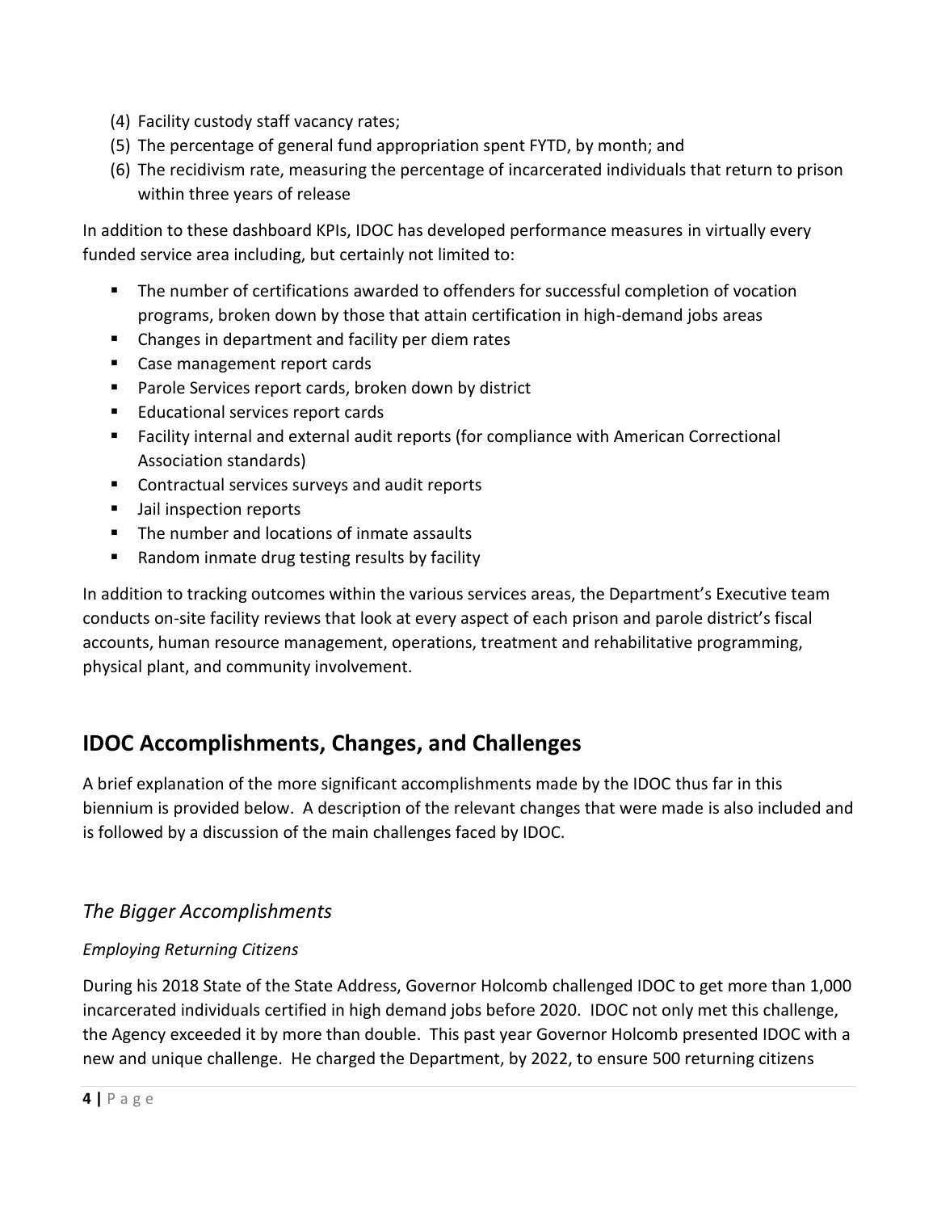(4) Facility custody staff vacancy rates;
(5) The percentage of general fund appropriation spent FYTD, by month; and
(6) The recidivism rate, measuring the percentage of incarcerated individuals that return to prison within three years of release

In addition to these dashboard KPIs, IDOC has developed performance measures in virtually every funded service area including, but certainly not limited to:

- The number of certifications awarded to offenders for successful completion of vocation programs, broken down by those that attain certification in high-demand jobs areas
- Changes in department and facility per diem rates
- Case management report cards
- Parole Services report cards, broken down by district
- Educational services report cards
- Facility internal and external audit reports (for compliance with American Correctional Association standards)
- Contractual services surveys and audit reports
- Jail inspection reports
- The number and locations of inmate assaults
- Random inmate drug testing results by facility

In addition to tracking outcomes within the various services areas, the Department's Executive team conducts on-site facility reviews that look at every aspect of each prison and parole district's fiscal accounts, human resource management, operations, treatment and rehabilitative programming, physical plant, and community involvement.

## IDOC Accomplishments, Changes, and Challenges

A brief explanation of the more significant accomplishments made by the IDOC thus far in this biennium is provided below. A description of the relevant changes that were made is also included and is followed by a discussion of the main challenges faced by IDOC.

### *The Bigger Accomplishments*

*Employing Returning Citizens*

During his 2018 State of the State Address, Governor Holcomb challenged IDOC to get more than 1,000 incarcerated individuals certified in high demand jobs before 2020. IDOC not only met this challenge, the Agency exceeded it by more than double. This past year Governor Holcomb presented IDOC with a new and unique challenge. He charged the Department, by 2022, to ensure 500 returning citizens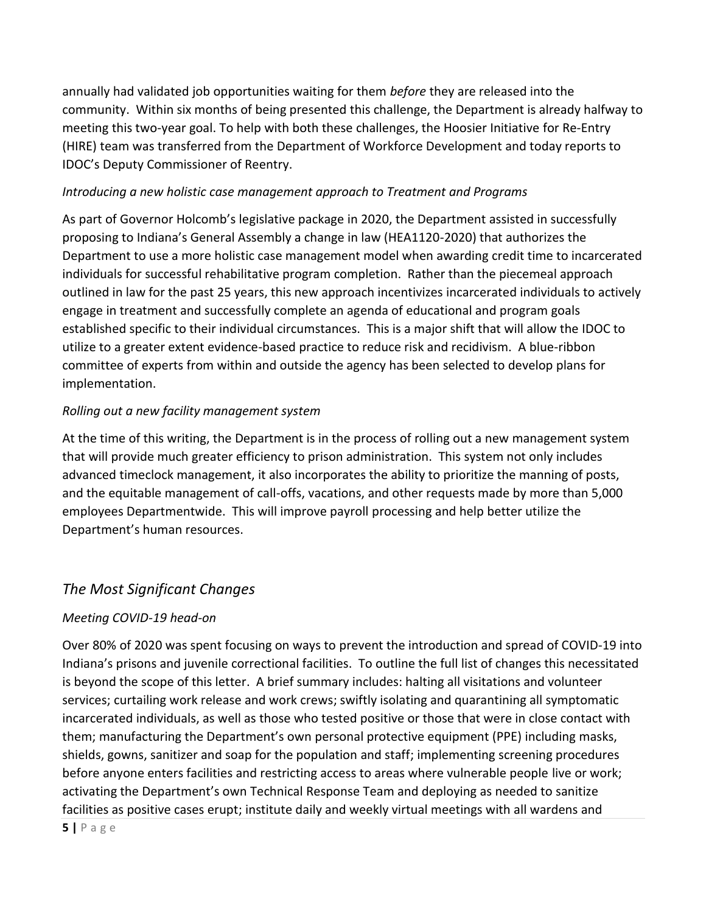annually had validated job opportunities waiting for them *before* they are released into the community. Within six months of being presented this challenge, the Department is already halfway to meeting this two-year goal. To help with both these challenges, the Hoosier Initiative for Re-Entry (HIRE) team was transferred from the Department of Workforce Development and today reports to IDOC's Deputy Commissioner of Reentry.

*Introducing a new holistic case management approach to Treatment and Programs*

As part of Governor Holcomb's legislative package in 2020, the Department assisted in successfully proposing to Indiana's General Assembly a change in law (HEA1120-2020) that authorizes the Department to use a more holistic case management model when awarding credit time to incarcerated individuals for successful rehabilitative program completion. Rather than the piecemeal approach outlined in law for the past 25 years, this new approach incentivizes incarcerated individuals to actively engage in treatment and successfully complete an agenda of educational and program goals established specific to their individual circumstances. This is a major shift that will allow the IDOC to utilize to a greater extent evidence-based practice to reduce risk and recidivism. A blue-ribbon committee of experts from within and outside the agency has been selected to develop plans for implementation.

*Rolling out a new facility management system*

At the time of this writing, the Department is in the process of rolling out a new management system that will provide much greater efficiency to prison administration. This system not only includes advanced timeclock management, it also incorporates the ability to prioritize the manning of posts, and the equitable management of call-offs, vacations, and other requests made by more than 5,000 employees Departmentwide. This will improve payroll processing and help better utilize the Department's human resources.

## *The Most Significant Changes*

*Meeting COVID-19 head-on*

Over 80% of 2020 was spent focusing on ways to prevent the introduction and spread of COVID-19 into Indiana's prisons and juvenile correctional facilities. To outline the full list of changes this necessitated is beyond the scope of this letter. A brief summary includes: halting all visitations and volunteer services; curtailing work release and work crews; swiftly isolating and quarantining all symptomatic incarcerated individuals, as well as those who tested positive or those that were in close contact with them; manufacturing the Department's own personal protective equipment (PPE) including masks, shields, gowns, sanitizer and soap for the population and staff; implementing screening procedures before anyone enters facilities and restricting access to areas where vulnerable people live or work; activating the Department's own Technical Response Team and deploying as needed to sanitize facilities as positive cases erupt; institute daily and weekly virtual meetings with all wardens and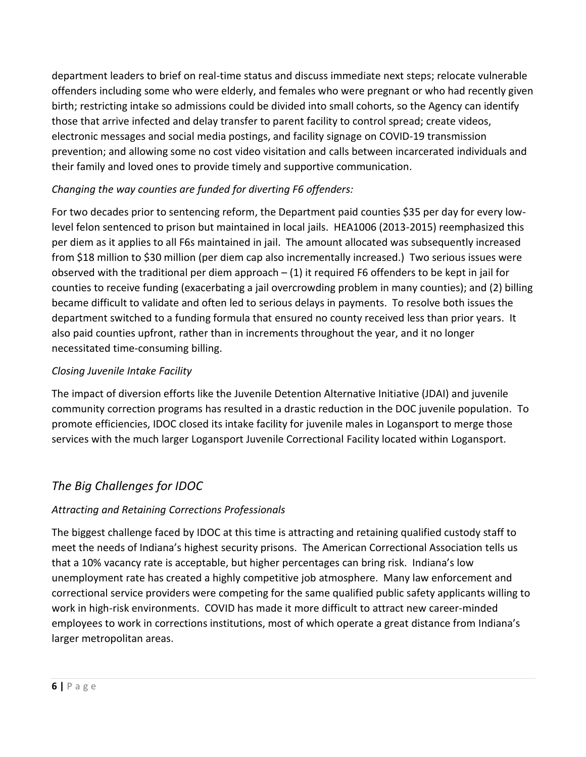department leaders to brief on real-time status and discuss immediate next steps; relocate vulnerable offenders including some who were elderly, and females who were pregnant or who had recently given birth; restricting intake so admissions could be divided into small cohorts, so the Agency can identify those that arrive infected and delay transfer to parent facility to control spread; create videos, electronic messages and social media postings, and facility signage on COVID-19 transmission prevention; and allowing some no cost video visitation and calls between incarcerated individuals and their family and loved ones to provide timely and supportive communication.

*Changing the way counties are funded for diverting F6 offenders:*

For two decades prior to sentencing reform, the Department paid counties $35 per day for every low-level felon sentenced to prison but maintained in local jails. HEA1006 (2013-2015) reemphasized this per diem as it applies to all F6s maintained in jail. The amount allocated was subsequently increased from $18 million to $30 million (per diem cap also incrementally increased.) Two serious issues were observed with the traditional per diem approach – (1) it required F6 offenders to be kept in jail for counties to receive funding (exacerbating a jail overcrowding problem in many counties); and (2) billing became difficult to validate and often led to serious delays in payments. To resolve both issues the department switched to a funding formula that ensured no county received less than prior years. It also paid counties upfront, rather than in increments throughout the year, and it no longer necessitated time-consuming billing.

*Closing Juvenile Intake Facility*

The impact of diversion efforts like the Juvenile Detention Alternative Initiative (JDAI) and juvenile community correction programs has resulted in a drastic reduction in the DOC juvenile population. To promote efficiencies, IDOC closed its intake facility for juvenile males in Logansport to merge those services with the much larger Logansport Juvenile Correctional Facility located within Logansport.

## *The Big Challenges for IDOC*

*Attracting and Retaining Corrections Professionals*

The biggest challenge faced by IDOC at this time is attracting and retaining qualified custody staff to meet the needs of Indiana's highest security prisons. The American Correctional Association tells us that a 10% vacancy rate is acceptable, but higher percentages can bring risk. Indiana's low unemployment rate has created a highly competitive job atmosphere. Many law enforcement and correctional service providers were competing for the same qualified public safety applicants willing to work in high-risk environments. COVID has made it more difficult to attract new career-minded employees to work in corrections institutions, most of which operate a great distance from Indiana's larger metropolitan areas.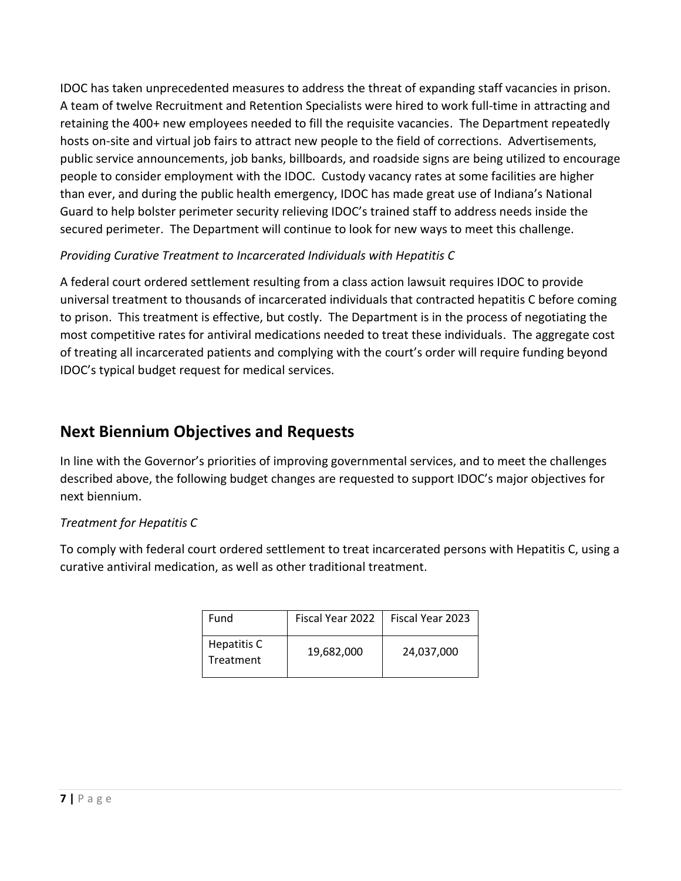IDOC has taken unprecedented measures to address the threat of expanding staff vacancies in prison. A team of twelve Recruitment and Retention Specialists were hired to work full-time in attracting and retaining the 400+ new employees needed to fill the requisite vacancies. The Department repeatedly hosts on-site and virtual job fairs to attract new people to the field of corrections. Advertisements, public service announcements, job banks, billboards, and roadside signs are being utilized to encourage people to consider employment with the IDOC. Custody vacancy rates at some facilities are higher than ever, and during the public health emergency, IDOC has made great use of Indiana's National Guard to help bolster perimeter security relieving IDOC's trained staff to address needs inside the secured perimeter. The Department will continue to look for new ways to meet this challenge.

*Providing Curative Treatment to Incarcerated Individuals with Hepatitis C*

A federal court ordered settlement resulting from a class action lawsuit requires IDOC to provide universal treatment to thousands of incarcerated individuals that contracted hepatitis C before coming to prison. This treatment is effective, but costly. The Department is in the process of negotiating the most competitive rates for antiviral medications needed to treat these individuals. The aggregate cost of treating all incarcerated patients and complying with the court's order will require funding beyond IDOC's typical budget request for medical services.

## Next Biennium Objectives and Requests

In line with the Governor's priorities of improving governmental services, and to meet the challenges described above, the following budget changes are requested to support IDOC's major objectives for next biennium.

*Treatment for Hepatitis C*

To comply with federal court ordered settlement to treat incarcerated persons with Hepatitis C, using a curative antiviral medication, as well as other traditional treatment.

| Fund | Fiscal Year 2022 | Fiscal Year 2023 |
|---|---|---|
| Hepatitis C Treatment | 19,682,000 | 24,037,000 |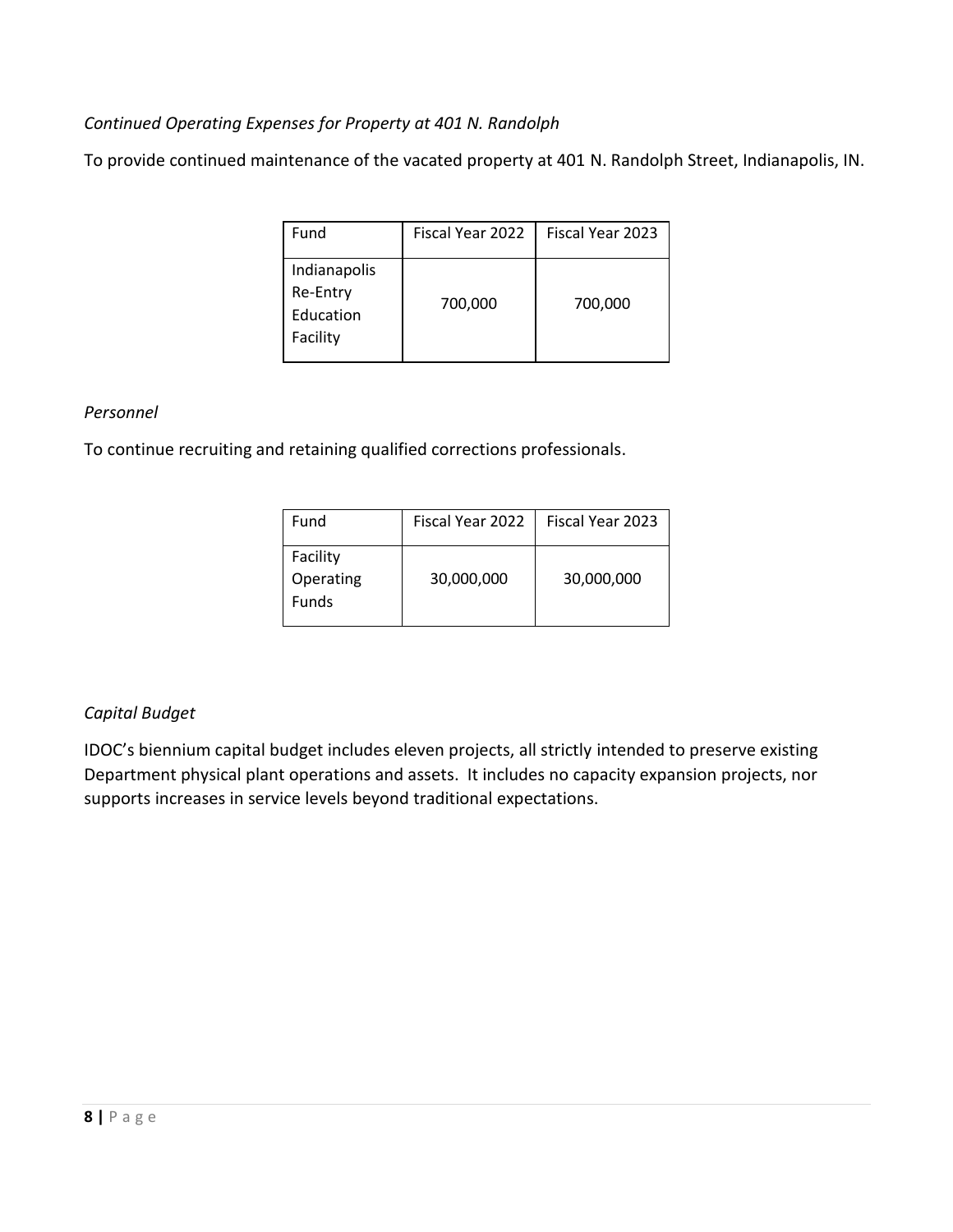*Continued Operating Expenses for Property at 401 N. Randolph*

To provide continued maintenance of the vacated property at 401 N. Randolph Street, Indianapolis, IN.

| Fund | Fiscal Year 2022 | Fiscal Year 2023 |
|---|---|---|
| Indianapolis Re-Entry Education Facility | 700,000 | 700,000 |

*Personnel*

To continue recruiting and retaining qualified corrections professionals.

| Fund | Fiscal Year 2022 | Fiscal Year 2023 |
|---|---|---|
| Facility Operating Funds | 30,000,000 | 30,000,000 |

*Capital Budget*

IDOC's biennium capital budget includes eleven projects, all strictly intended to preserve existing Department physical plant operations and assets. It includes no capacity expansion projects, nor supports increases in service levels beyond traditional expectations.